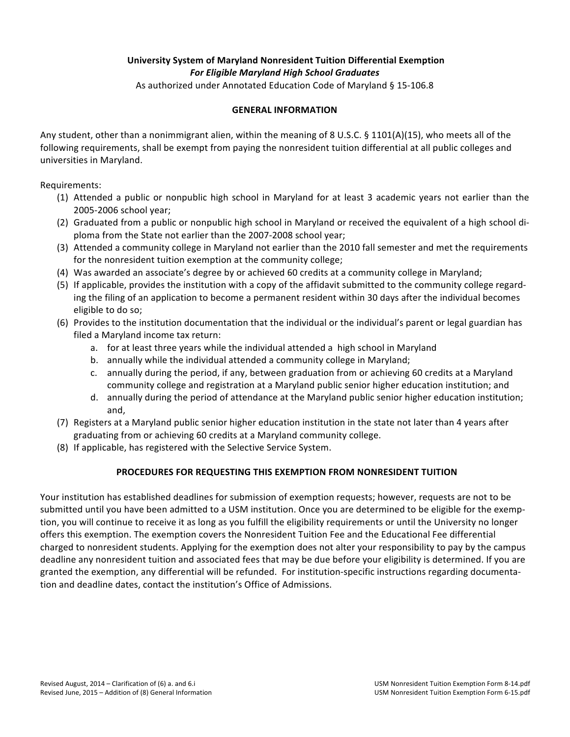**University System of Maryland Nonresident Tuition Differential Exemption**

***For Eligible Maryland High School Graduates***

As authorized under Annotated Education Code of Maryland § 15-106.8

## GENERAL INFORMATION

Any student, other than a nonimmigrant alien, within the meaning of 8 U.S.C. § 1101(A)(15), who meets all of the following requirements, shall be exempt from paying the nonresident tuition differential at all public colleges and universities in Maryland.

Requirements:

(1) Attended a public or nonpublic high school in Maryland for at least 3 academic years not earlier than the 2005-2006 school year;

(2) Graduated from a public or nonpublic high school in Maryland or received the equivalent of a high school diploma from the State not earlier than the 2007-2008 school year;

(3) Attended a community college in Maryland not earlier than the 2010 fall semester and met the requirements for the nonresident tuition exemption at the community college;

(4) Was awarded an associate's degree by or achieved 60 credits at a community college in Maryland;

(5) If applicable, provides the institution with a copy of the affidavit submitted to the community college regarding the filing of an application to become a permanent resident within 30 days after the individual becomes eligible to do so;

(6) Provides to the institution documentation that the individual or the individual's parent or legal guardian has filed a Maryland income tax return:
   - a. for at least three years while the individual attended a high school in Maryland
   - b. annually while the individual attended a community college in Maryland;
   - c. annually during the period, if any, between graduation from or achieving 60 credits at a Maryland community college and registration at a Maryland public senior higher education institution; and
   - d. annually during the period of attendance at the Maryland public senior higher education institution; and,

(7) Registers at a Maryland public senior higher education institution in the state not later than 4 years after graduating from or achieving 60 credits at a Maryland community college.

(8) If applicable, has registered with the Selective Service System.

## PROCEDURES FOR REQUESTING THIS EXEMPTION FROM NONRESIDENT TUITION

Your institution has established deadlines for submission of exemption requests; however, requests are not to be submitted until you have been admitted to a USM institution. Once you are determined to be eligible for the exemption, you will continue to receive it as long as you fulfill the eligibility requirements or until the University no longer offers this exemption. The exemption covers the Nonresident Tuition Fee and the Educational Fee differential charged to nonresident students. Applying for the exemption does not alter your responsibility to pay by the campus deadline any nonresident tuition and associated fees that may be due before your eligibility is determined. If you are granted the exemption, any differential will be refunded. For institution-specific instructions regarding documentation and deadline dates, contact the institution's Office of Admissions.

Revised August, 2014 – Clarification of (6) a. and 6.i — USM Nonresident Tuition Exemption Form 8-14.pdf

Revised June, 2015 – Addition of (8) General Information — USM Nonresident Tuition Exemption Form 6-15.pdf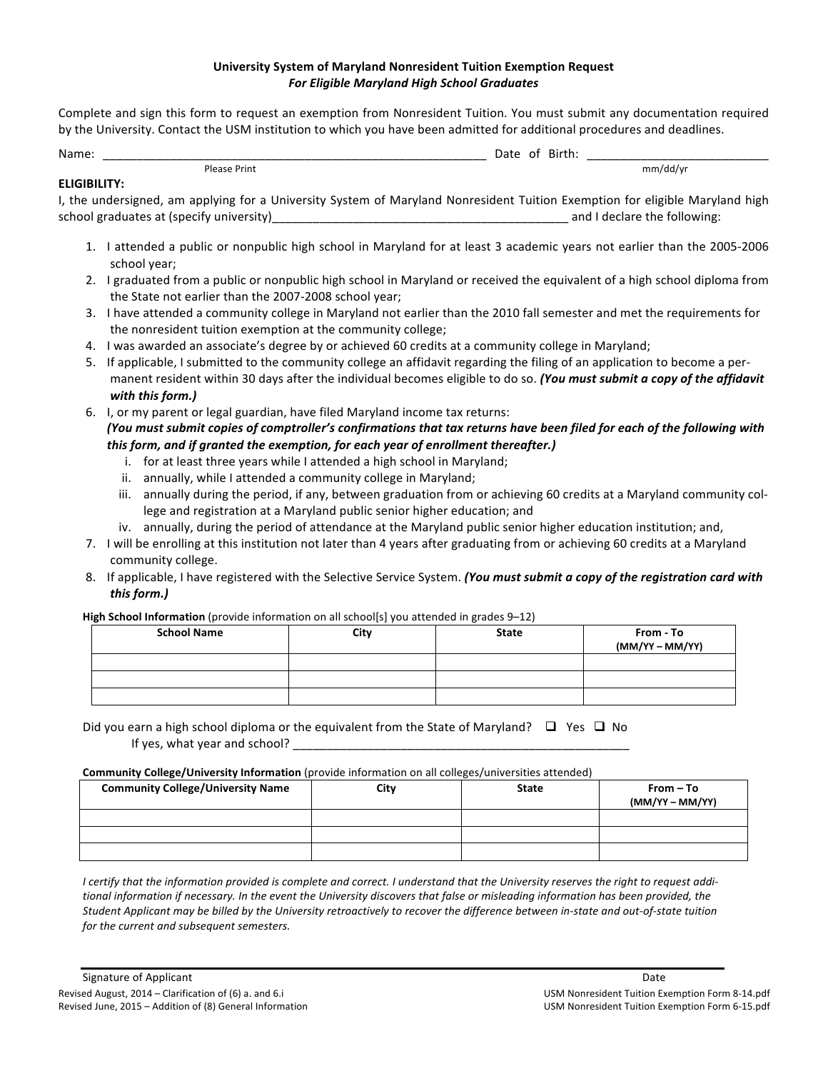**University System of Maryland Nonresident Tuition Exemption Request**
***For Eligible Maryland High School Graduates***

Complete and sign this form to request an exemption from Nonresident Tuition. You must submit any documentation required by the University. Contact the USM institution to which you have been admitted for additional procedures and deadlines.

Name: ____________________________________________________________ Date of Birth: ___________________________
Please Print mm/dd/yr

**ELIGIBILITY:**

I, the undersigned, am applying for a University System of Maryland Nonresident Tuition Exemption for eligible Maryland high school graduates at (specify university)_____________________________________________ and I declare the following:

1. I attended a public or nonpublic high school in Maryland for at least 3 academic years not earlier than the 2005-2006 school year;
2. I graduated from a public or nonpublic high school in Maryland or received the equivalent of a high school diploma from the State not earlier than the 2007-2008 school year;
3. I have attended a community college in Maryland not earlier than the 2010 fall semester and met the requirements for the nonresident tuition exemption at the community college;
4. I was awarded an associate's degree by or achieved 60 credits at a community college in Maryland;
5. If applicable, I submitted to the community college an affidavit regarding the filing of an application to become a permanent resident within 30 days after the individual becomes eligible to do so. ***(You must submit a copy of the affidavit with this form.)***
6. I, or my parent or legal guardian, have filed Maryland income tax returns:
   ***(You must submit copies of comptroller's confirmations that tax returns have been filed for each of the following with this form, and if granted the exemption, for each year of enrollment thereafter.)***
   i. for at least three years while I attended a high school in Maryland;
   ii. annually, while I attended a community college in Maryland;
   iii. annually during the period, if any, between graduation from or achieving 60 credits at a Maryland community college and registration at a Maryland public senior higher education; and
   iv. annually, during the period of attendance at the Maryland public senior higher education institution; and,
7. I will be enrolling at this institution not later than 4 years after graduating from or achieving 60 credits at a Maryland community college.
8. If applicable, I have registered with the Selective Service System. ***(You must submit a copy of the registration card with this form.)***

**High School Information** (provide information on all school[s] you attended in grades 9–12)

| School Name | City | State | From - To (MM/YY – MM/YY) |
|---|---|---|---|
| | | | |
| | | | |
| | | | |

Did you earn a high school diploma or the equivalent from the State of Maryland? ☐ Yes ☐ No
If yes, what year and school? _____________________________________________________

**Community College/University Information** (provide information on all colleges/universities attended)

| Community College/University Name | City | State | From – To (MM/YY – MM/YY) |
|---|---|---|---|
| | | | |
| | | | |
| | | | |

*I certify that the information provided is complete and correct. I understand that the University reserves the right to request additional information if necessary. In the event the University discovers that false or misleading information has been provided, the Student Applicant may be billed by the University retroactively to recover the difference between in-state and out-of-state tuition for the current and subsequent semesters.*

Signature of Applicant Date

Revised August, 2014 – Clarification of (6) a. and 6.i USM Nonresident Tuition Exemption Form 8-14.pdf
Revised June, 2015 – Addition of (8) General Information USM Nonresident Tuition Exemption Form 6-15.pdf